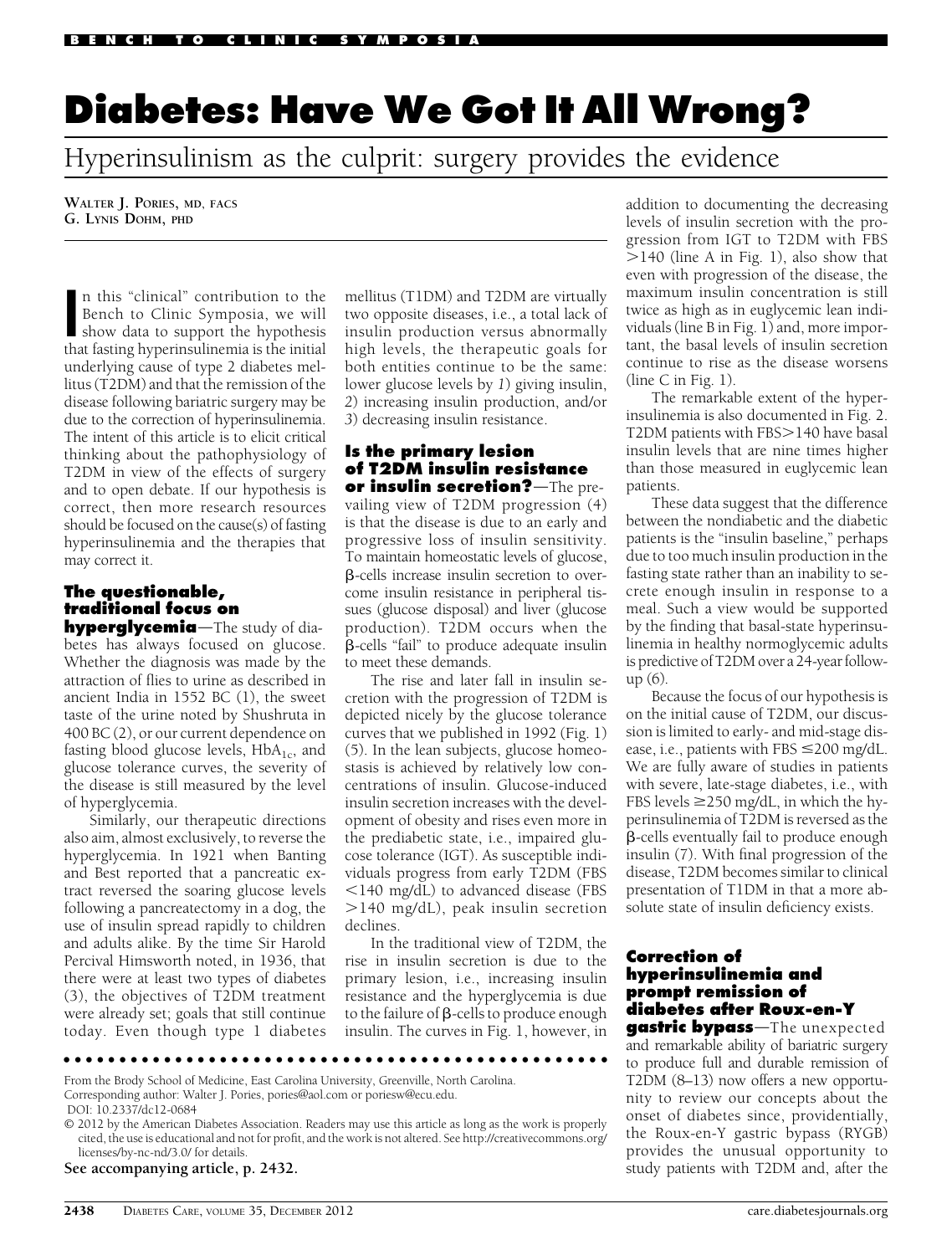# Diabetes: Have We Got It All Wrong?

## Hyperinsulinism as the culprit: surgery provides the evidence

WALTER J. PORIES, MD, FACS
G. LYNIS DOHM, PHD

In this "clinical" contribution to the Bench to Clinic Symposia, we will show data to support the hypothesis that fasting hyperinsulinemia is the initial underlying cause of type 2 diabetes mellitus (T2DM) and that the remission of the disease following bariatric surgery may be due to the correction of hyperinsulinemia. The intent of this article is to elicit critical thinking about the pathophysiology of T2DM in view of the effects of surgery and to open debate. If our hypothesis is correct, then more research resources should be focused on the cause(s) of fasting hyperinsulinemia and the therapies that may correct it.

**The questionable, traditional focus on hyperglycemia**—The study of diabetes has always focused on glucose. Whether the diagnosis was made by the attraction of flies to urine as described in ancient India in 1552 BC (1), the sweet taste of the urine noted by Shushruta in 400 BC (2), or our current dependence on fasting blood glucose levels, $HbA_{1c}$, and glucose tolerance curves, the severity of the disease is still measured by the level of hyperglycemia.

Similarly, our therapeutic directions also aim, almost exclusively, to reverse the hyperglycemia. In 1921 when Banting and Best reported that a pancreatic extract reversed the soaring glucose levels following a pancreatectomy in a dog, the use of insulin spread rapidly to children and adults alike. By the time Sir Harold Percival Himsworth noted, in 1936, that there were at least two types of diabetes (3), the objectives of T2DM treatment were already set; goals that still continue today. Even though type 1 diabetes mellitus (T1DM) and T2DM are virtually two opposite diseases, i.e., a total lack of insulin production versus abnormally high levels, the therapeutic goals for both entities continue to be the same: lower glucose levels by *1*) giving insulin, *2*) increasing insulin production, and/or *3*) decreasing insulin resistance.

**Is the primary lesion of T2DM insulin resistance or insulin secretion?**—The prevailing view of T2DM progression (4) is that the disease is due to an early and progressive loss of insulin sensitivity. To maintain homeostatic levels of glucose, β-cells increase insulin secretion to overcome insulin resistance in peripheral tissues (glucose disposal) and liver (glucose production). T2DM occurs when the β-cells "fail" to produce adequate insulin to meet these demands.

The rise and later fall in insulin secretion with the progression of T2DM is depicted nicely by the glucose tolerance curves that we published in 1992 (Fig. 1) (5). In the lean subjects, glucose homeostasis is achieved by relatively low concentrations of insulin. Glucose-induced insulin secretion increases with the development of obesity and rises even more in the prediabetic state, i.e., impaired glucose tolerance (IGT). As susceptible individuals progress from early T2DM (FBS <140 mg/dL) to advanced disease (FBS >140 mg/dL), peak insulin secretion declines.

In the traditional view of T2DM, the rise in insulin secretion is due to the primary lesion, i.e., increasing insulin resistance and the hyperglycemia is due to the failure of β-cells to produce enough insulin. The curves in Fig. 1, however, in addition to documenting the decreasing levels of insulin secretion with the progression from IGT to T2DM with FBS >140 (line A in Fig. 1), also show that even with progression of the disease, the maximum insulin concentration is still twice as high as in euglycemic lean individuals (line B in Fig. 1) and, more important, the basal levels of insulin secretion continue to rise as the disease worsens (line C in Fig. 1).

The remarkable extent of the hyperinsulinemia is also documented in Fig. 2. T2DM patients with FBS>140 have basal insulin levels that are nine times higher than those measured in euglycemic lean patients.

These data suggest that the difference between the nondiabetic and the diabetic patients is the "insulin baseline," perhaps due to too much insulin production in the fasting state rather than an inability to secrete enough insulin in response to a meal. Such a view would be supported by the finding that basal-state hyperinsulinemia in healthy normoglycemic adults is predictive of T2DM over a 24-year follow-up (6).

Because the focus of our hypothesis is on the initial cause of T2DM, our discussion is limited to early- and mid-stage disease, i.e., patients with FBS ≤200 mg/dL. We are fully aware of studies in patients with severe, late-stage diabetes, i.e., with FBS levels ≥250 mg/dL, in which the hyperinsulinemia of T2DM is reversed as the β-cells eventually fail to produce enough insulin (7). With final progression of the disease, T2DM becomes similar to clinical presentation of T1DM in that a more absolute state of insulin deficiency exists.

**Correction of hyperinsulinemia and prompt remission of diabetes after Roux-en-Y gastric bypass**—The unexpected and remarkable ability of bariatric surgery to produce full and durable remission of T2DM (8–13) now offers a new opportunity to review our concepts about the onset of diabetes since, providentially, the Roux-en-Y gastric bypass (RYGB) provides the unusual opportunity to study patients with T2DM and, after the

From the Brody School of Medicine, East Carolina University, Greenville, North Carolina.
Corresponding author: Walter J. Pories, pories@aol.com or poriesw@ecu.edu.
DOI: 10.2337/dc12-0684
© 2012 by the American Diabetes Association. Readers may use this article as long as the work is properly cited, the use is educational and not for profit, and the work is not altered. See http://creativecommons.org/licenses/by-nc-nd/3.0/ for details.
**See accompanying article, p. 2432.**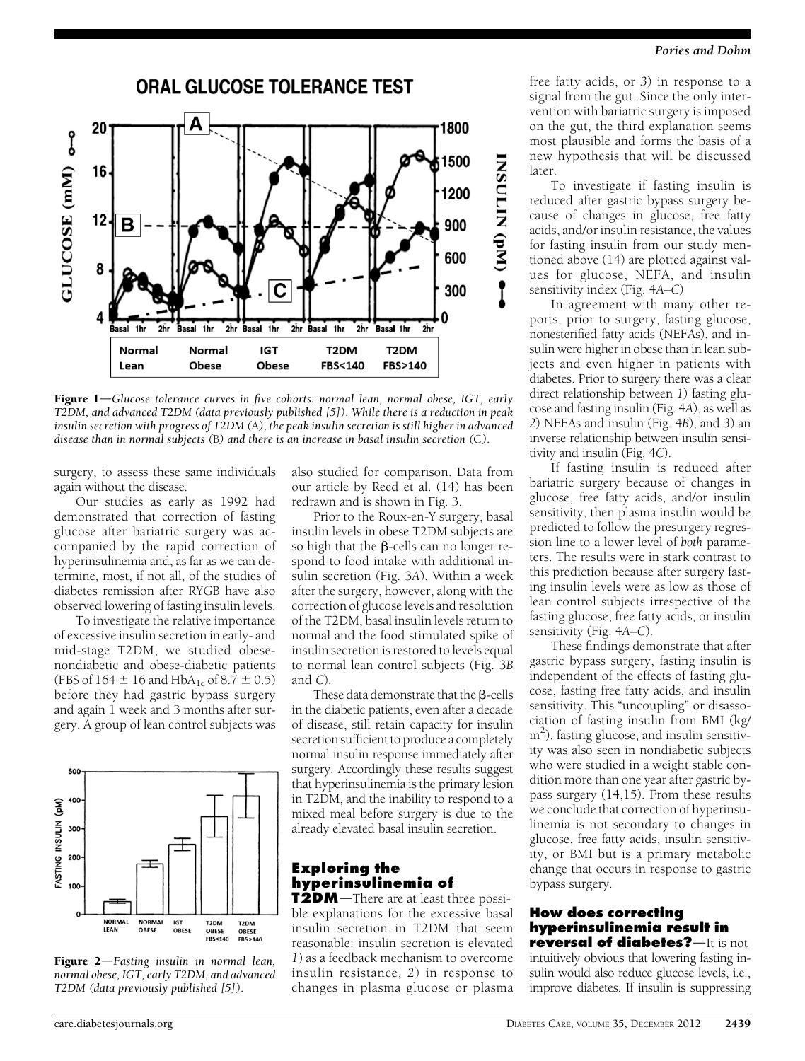**Figure 1**—*Glucose tolerance curves in five cohorts: normal lean, normal obese, IGT, early T2DM, and advanced T2DM (data previously published [5]). While there is a reduction in peak insulin secretion with progress of T2DM (*A*), the peak insulin secretion is still higher in advanced disease than in normal subjects (*B*) and there is an increase in basal insulin secretion (*C*).*

surgery, to assess these same individuals again without the disease.

Our studies as early as 1992 had demonstrated that correction of fasting glucose after bariatric surgery was accompanied by the rapid correction of hyperinsulinemia and, as far as we can determine, most, if not all, of the studies of diabetes remission after RYGB have also observed lowering of fasting insulin levels.

To investigate the relative importance of excessive insulin secretion in early- and mid-stage T2DM, we studied obese-nondiabetic and obese-diabetic patients (FBS of 164 ± 16 and $HbA_{1c}$ of 8.7 ± 0.5) before they had gastric bypass surgery and again 1 week and 3 months after surgery. A group of lean control subjects was also studied for comparison. Data from our article by Reed et al. (14) has been redrawn and is shown in Fig. 3.

Prior to the Roux-en-Y surgery, basal insulin levels in obese T2DM subjects are so high that the β-cells can no longer respond to food intake with additional insulin secretion (Fig. 3*A*). Within a week after the surgery, however, along with the correction of glucose levels and resolution of the T2DM, basal insulin levels return to normal and the food stimulated spike of insulin secretion is restored to levels equal to normal lean control subjects (Fig. 3*B* and *C*).

These data demonstrate that the β-cells in the diabetic patients, even after a decade of disease, still retain capacity for insulin secretion sufficient to produce a completely normal insulin response immediately after surgery. Accordingly these results suggest that hyperinsulinemia is the primary lesion in T2DM, and the inability to respond to a mixed meal before surgery is due to the already elevated basal insulin secretion.

**Figure 2**—*Fasting insulin in normal lean, normal obese, IGT, early T2DM, and advanced T2DM (data previously published [5]).*

## Exploring the hyperinsulinemia of T2DM

**—**There are at least three possible explanations for the excessive basal insulin secretion in T2DM that seem reasonable: insulin secretion is elevated *1*) as a feedback mechanism to overcome insulin resistance, *2*) in response to changes in plasma glucose or plasma free fatty acids, or *3*) in response to a signal from the gut. Since the only intervention with bariatric surgery is imposed on the gut, the third explanation seems most plausible and forms the basis of a new hypothesis that will be discussed later.

To investigate if fasting insulin is reduced after gastric bypass surgery because of changes in glucose, free fatty acids, and/or insulin resistance, the values for fasting insulin from our study mentioned above (14) are plotted against values for glucose, NEFA, and insulin sensitivity index (Fig. 4*A*–*C*)

In agreement with many other reports, prior to surgery, fasting glucose, nonesterified fatty acids (NEFAs), and insulin were higher in obese than in lean subjects and even higher in patients with diabetes. Prior to surgery there was a clear direct relationship between *1*) fasting glucose and fasting insulin (Fig. 4*A*), as well as *2*) NEFAs and insulin (Fig. 4*B*), and *3*) an inverse relationship between insulin sensitivity and insulin (Fig. 4*C*).

If fasting insulin is reduced after bariatric surgery because of changes in glucose, free fatty acids, and/or insulin sensitivity, then plasma insulin would be predicted to follow the presurgery regression line to a lower level of *both* parameters. The results were in stark contrast to this prediction because after surgery fasting insulin levels were as low as those of lean control subjects irrespective of the fasting glucose, free fatty acids, or insulin sensitivity (Fig. 4*A*–*C*).

These findings demonstrate that after gastric bypass surgery, fasting insulin is independent of the effects of fasting glucose, fasting free fatty acids, and insulin sensitivity. This "uncoupling" or disassociation of fasting insulin from BMI (kg/$m^2$), fasting glucose, and insulin sensitivity was also seen in nondiabetic subjects who were studied in a weight stable condition more than one year after gastric bypass surgery (14,15). From these results we conclude that correction of hyperinsulinemia is not secondary to changes in glucose, free fatty acids, insulin sensitivity, or BMI but is a primary metabolic change that occurs in response to gastric bypass surgery.

## How does correcting hyperinsulinemia result in reversal of diabetes?

**—**It is not intuitively obvious that lowering fasting insulin would also reduce glucose levels, i.e., improve diabetes. If insulin is suppressing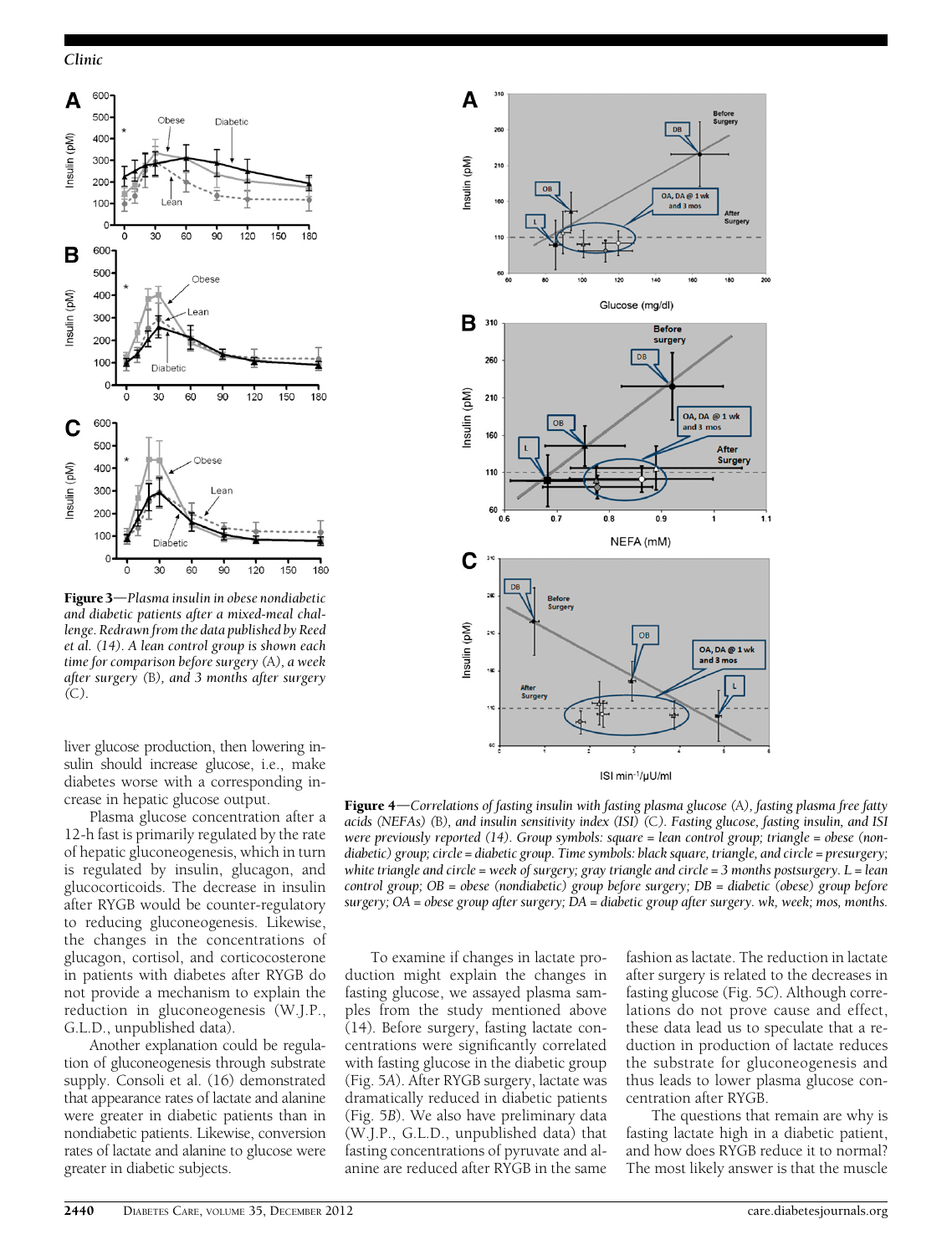**Figure 3**—*Plasma insulin in obese nondiabetic and diabetic patients after a mixed-meal challenge. Redrawn from the data published by Reed et al. (14). A lean control group is shown each time for comparison before surgery (*A*), a week after surgery (*B*), and 3 months after surgery (*C*).*

**Figure 4**—*Correlations of fasting insulin with fasting plasma glucose (*A*), fasting plasma free fatty acids (NEFAs) (*B*), and insulin sensitivity index (ISI) (*C*). Fasting glucose, fasting insulin, and ISI were previously reported (14). Group symbols: square = lean control group; triangle = obese (nondiabetic) group; circle = diabetic group. Time symbols: black square, triangle, and circle = presurgery; white triangle and circle = week of surgery; gray triangle and circle = 3 months postsurgery. L = lean control group; OB = obese (nondiabetic) group before surgery; DB = diabetic (obese) group before surgery; OA = obese group after surgery; DA = diabetic group after surgery. wk, week; mos, months.*

liver glucose production, then lowering insulin should increase glucose, i.e., make diabetes worse with a corresponding increase in hepatic glucose output.

Plasma glucose concentration after a 12-h fast is primarily regulated by the rate of hepatic gluconeogenesis, which in turn is regulated by insulin, glucagon, and glucocorticoids. The decrease in insulin after RYGB would be counter-regulatory to reducing gluconeogenesis. Likewise, the changes in the concentrations of glucagon, cortisol, and corticosterone in patients with diabetes after RYGB do not provide a mechanism to explain the reduction in gluconeogenesis (W.J.P., G.L.D., unpublished data).

Another explanation could be regulation of gluconeogenesis through substrate supply. Consoli et al. (16) demonstrated that appearance rates of lactate and alanine were greater in diabetic patients than in nondiabetic patients. Likewise, conversion rates of lactate and alanine to glucose were greater in diabetic subjects.

To examine if changes in lactate production might explain the changes in fasting glucose, we assayed plasma samples from the study mentioned above (14). Before surgery, fasting lactate concentrations were significantly correlated with fasting glucose in the diabetic group (Fig. 5*A*). After RYGB surgery, lactate was dramatically reduced in diabetic patients (Fig. 5*B*). We also have preliminary data (W.J.P., G.L.D., unpublished data) that fasting concentrations of pyruvate and alanine are reduced after RYGB in the same fashion as lactate. The reduction in lactate after surgery is related to the decreases in fasting glucose (Fig. 5*C*). Although correlations do not prove cause and effect, these data lead us to speculate that a reduction in production of lactate reduces the substrate for gluconeogenesis and thus leads to lower plasma glucose concentration after RYGB.

The questions that remain are why is fasting lactate high in a diabetic patient, and how does RYGB reduce it to normal? The most likely answer is that the muscle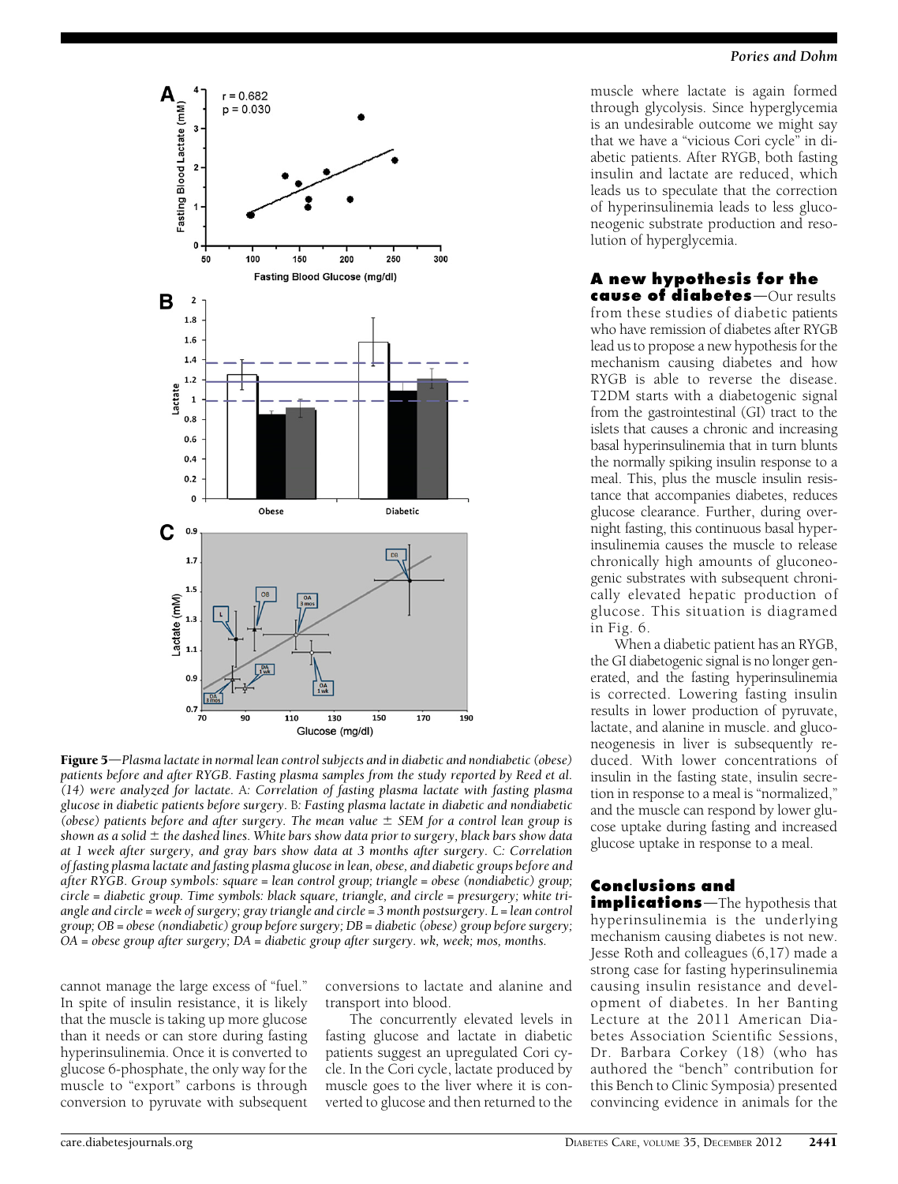**Figure 5**—*Plasma lactate in normal lean control subjects and in diabetic and nondiabetic (obese) patients before and after RYGB. Fasting plasma samples from the study reported by Reed et al. (14) were analyzed for lactate. A: Correlation of fasting plasma lactate with fasting plasma glucose in diabetic patients before surgery. B: Fasting plasma lactate in diabetic and nondiabetic (obese) patients before and after surgery. The mean value ± SEM for a control lean group is shown as a solid ± the dashed lines. White bars show data prior to surgery, black bars show data at 1 week after surgery, and gray bars show data at 3 months after surgery. C: Correlation of fasting plasma lactate and fasting plasma glucose in lean, obese, and diabetic groups before and after RYGB. Group symbols: square = lean control group; triangle = obese (nondiabetic) group; circle = diabetic group. Time symbols: black square, triangle, and circle = presurgery; white triangle and circle = week of surgery; gray triangle and circle = 3 month postsurgery. L = lean control group; OB = obese (nondiabetic) group before surgery; DB = diabetic (obese) group before surgery; OA = obese group after surgery; DA = diabetic group after surgery. wk, week; mos, months.*

cannot manage the large excess of "fuel." In spite of insulin resistance, it is likely that the muscle is taking up more glucose than it needs or can store during fasting hyperinsulinemia. Once it is converted to glucose 6-phosphate, the only way for the muscle to "export" carbons is through conversion to pyruvate with subsequent conversions to lactate and alanine and transport into blood.

The concurrently elevated levels in fasting glucose and lactate in diabetic patients suggest an upregulated Cori cycle. In the Cori cycle, lactate produced by muscle goes to the liver where it is converted to glucose and then returned to the muscle where lactate is again formed through glycolysis. Since hyperglycemia is an undesirable outcome we might say that we have a "vicious Cori cycle" in diabetic patients. After RYGB, both fasting insulin and lactate are reduced, which leads us to speculate that the correction of hyperinsulinemia leads to less gluconeogenic substrate production and resolution of hyperglycemia.

**A new hypothesis for the cause of diabetes**—Our results from these studies of diabetic patients who have remission of diabetes after RYGB lead us to propose a new hypothesis for the mechanism causing diabetes and how RYGB is able to reverse the disease. T2DM starts with a diabetogenic signal from the gastrointestinal (GI) tract to the islets that causes a chronic and increasing basal hyperinsulinemia that in turn blunts the normally spiking insulin response to a meal. This, plus the muscle insulin resistance that accompanies diabetes, reduces glucose clearance. Further, during overnight fasting, this continuous basal hyperinsulinemia causes the muscle to release chronically high amounts of gluconeogenic substrates with subsequent chronically elevated hepatic production of glucose. This situation is diagramed in Fig. 6.

When a diabetic patient has an RYGB, the GI diabetogenic signal is no longer generated, and the fasting hyperinsulinemia is corrected. Lowering fasting insulin results in lower production of pyruvate, lactate, and alanine in muscle. and gluconeogenesis in liver is subsequently reduced. With lower concentrations of insulin in the fasting state, insulin secretion in response to a meal is "normalized," and the muscle can respond by lower glucose uptake during fasting and increased glucose uptake in response to a meal.

**Conclusions and implications**—The hypothesis that hyperinsulinemia is the underlying mechanism causing diabetes is not new. Jesse Roth and colleagues (6,17) made a strong case for fasting hyperinsulinemia causing insulin resistance and development of diabetes. In her Banting Lecture at the 2011 American Diabetes Association Scientific Sessions, Dr. Barbara Corkey (18) (who has authored the "bench" contribution for this Bench to Clinic Symposia) presented convincing evidence in animals for the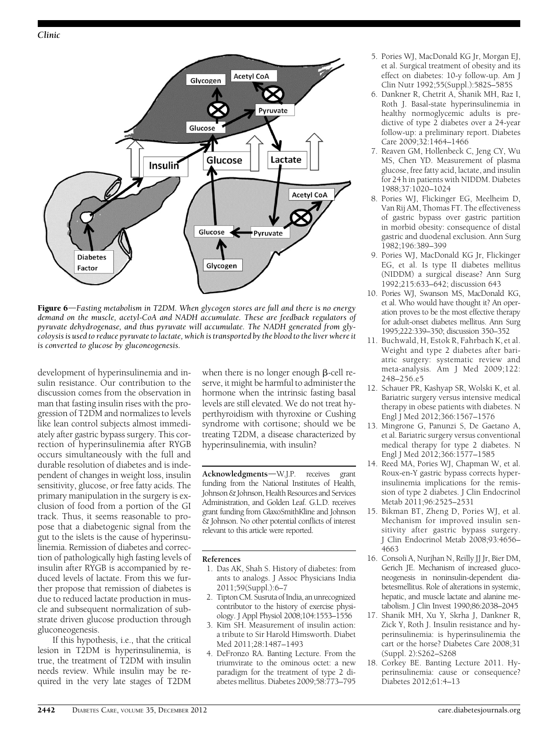Glycogen

Acetyl CoA

Pyruvate

Glucose

Insulin

Glucose

Lactate

Acetyl CoA

Glucose

Pyruvate

Diabetes Factor

Glycogen

**Figure 6**—*Fasting metabolism in T2DM. When glycogen stores are full and there is no energy demand on the muscle, acetyl-CoA and NADH accumulate. These are feedback regulators of pyruvate dehydrogenase, and thus pyruvate will accumulate. The NADH generated from glycoloysis is used to reduce pyruvate to lactate, which is transported by the blood to the liver where it is converted to glucose by gluconeogenesis.*

development of hyperinsulinemia and insulin resistance. Our contribution to the discussion comes from the observation in man that fasting insulin rises with the progression of T2DM and normalizes to levels like lean control subjects almost immediately after gastric bypass surgery. This correction of hyperinsulinemia after RYGB occurs simultaneously with the full and durable resolution of diabetes and is independent of changes in weight loss, insulin sensitivity, glucose, or free fatty acids. The primary manipulation in the surgery is exclusion of food from a portion of the GI track. Thus, it seems reasonable to propose that a diabetogenic signal from the gut to the islets is the cause of hyperinsulinemia. Remission of diabetes and correction of pathologically high fasting levels of insulin after RYGB is accompanied by reduced levels of lactate. From this we further propose that remission of diabetes is due to reduced lactate production in muscle and subsequent normalization of substrate driven glucose production through gluconeogenesis.

If this hypothesis, i.e., that the critical lesion in T2DM is hyperinsulinemia, is true, the treatment of T2DM with insulin needs review. While insulin may be required in the very late stages of T2DM when there is no longer enough β-cell reserve, it might be harmful to administer the hormone when the intrinsic fasting basal levels are still elevated. We do not treat hyperthyroidism with thyroxine or Cushing syndrome with cortisone; should we be treating T2DM, a disease characterized by hyperinsulinemia, with insulin?

**Acknowledgments**—W.J.P. receives grant funding from the National Institutes of Health, Johnson & Johnson, Health Resources and Services Administration, and Golden Leaf. G.L.D. receives grant funding from GlaxoSmithKline and Johnson & Johnson. No other potential conflicts of interest relevant to this article were reported.

## References

1. Das AK, Shah S. History of diabetes: from ants to analogs. J Assoc Physicians India 2011;59(Suppl.):6–7
2. Tipton CM. Susruta of India, an unrecognized contributor to the history of exercise physiology. J Appl Physiol 2008;104:1553–1556
3. Kim SH. Measurement of insulin action: a tribute to Sir Harold Himsworth. Diabet Med 2011;28:1487–1493
4. DeFronzo RA. Banting Lecture. From the triumvirate to the ominous octet: a new paradigm for the treatment of type 2 diabetes mellitus. Diabetes 2009;58:773–795
5. Pories WJ, MacDonald KG Jr, Morgan EJ, et al. Surgical treatment of obesity and its effect on diabetes: 10-y follow-up. Am J Clin Nutr 1992;55(Suppl.):582S–585S
6. Dankner R, Chetrit A, Shanik MH, Raz I, Roth J. Basal-state hyperinsulinemia in healthy normoglycemic adults is predictive of type 2 diabetes over a 24-year follow-up: a preliminary report. Diabetes Care 2009;32:1464–1466
7. Reaven GM, Hollenbeck C, Jeng CY, Wu MS, Chen YD. Measurement of plasma glucose, free fatty acid, lactate, and insulin for 24 h in patients with NIDDM. Diabetes 1988;37:1020–1024
8. Pories WJ, Flickinger EG, Meelheim D, Van Rij AM, Thomas FT. The effectiveness of gastric bypass over gastric partition in morbid obesity: consequence of distal gastric and duodenal exclusion. Ann Surg 1982;196:389–399
9. Pories WJ, MacDonald KG Jr, Flickinger EG, et al. Is type II diabetes mellitus (NIDDM) a surgical disease? Ann Surg 1992;215:633–642; discussion 643
10. Pories WJ, Swanson MS, MacDonald KG, et al. Who would have thought it? An operation proves to be the most effective therapy for adult-onset diabetes mellitus. Ann Surg 1995;222:339–350; discussion 350–352
11. Buchwald, H, Estok R, Fahrbach K, et al. Weight and type 2 diabetes after bariatric surgery: systematic review and meta-analysis. Am J Med 2009;122:248–256.e5
12. Schauer PR, Kashyap SR, Wolski K, et al. Bariatric surgery versus intensive medical therapy in obese patients with diabetes. N Engl J Med 2012;366:1567–1576
13. Mingrone G, Panunzi S, De Gaetano A, et al. Bariatric surgery versus conventional medical therapy for type 2 diabetes. N Engl J Med 2012;366:1577–1585
14. Reed MA, Pories WJ, Chapman W, et al. Roux-en-Y gastric bypass corrects hyperinsulinemia implications for the remission of type 2 diabetes. J Clin Endocrinol Metab 2011;96:2525–2531
15. Bikman BT, Zheng D, Pories WJ, et al. Mechanism for improved insulin sensitivity after gastric bypass surgery. J Clin Endocrinol Metab 2008;93:4656–4663
16. Consoli A, Nurjhan N, Reilly JJ Jr, Bier DM, Gerich JE. Mechanism of increased gluconeogenesis in noninsulin-dependent diabetesmellitus. Role of alterations in systemic, hepatic, and muscle lactate and alanine metabolism. J Clin Invest 1990;86:2038–2045
17. Shanik MH, Xu Y, Skrha J, Dankner R, Zick Y, Roth J. Insulin resistance and hyperinsulinemia: is hyperinsulinemia the cart or the horse? Diabetes Care 2008;31(Suppl. 2):S262–S268
18. Corkey BE. Banting Lecture 2011. Hyperinsulinemia: cause or consequence? Diabetes 2012;61:4–13